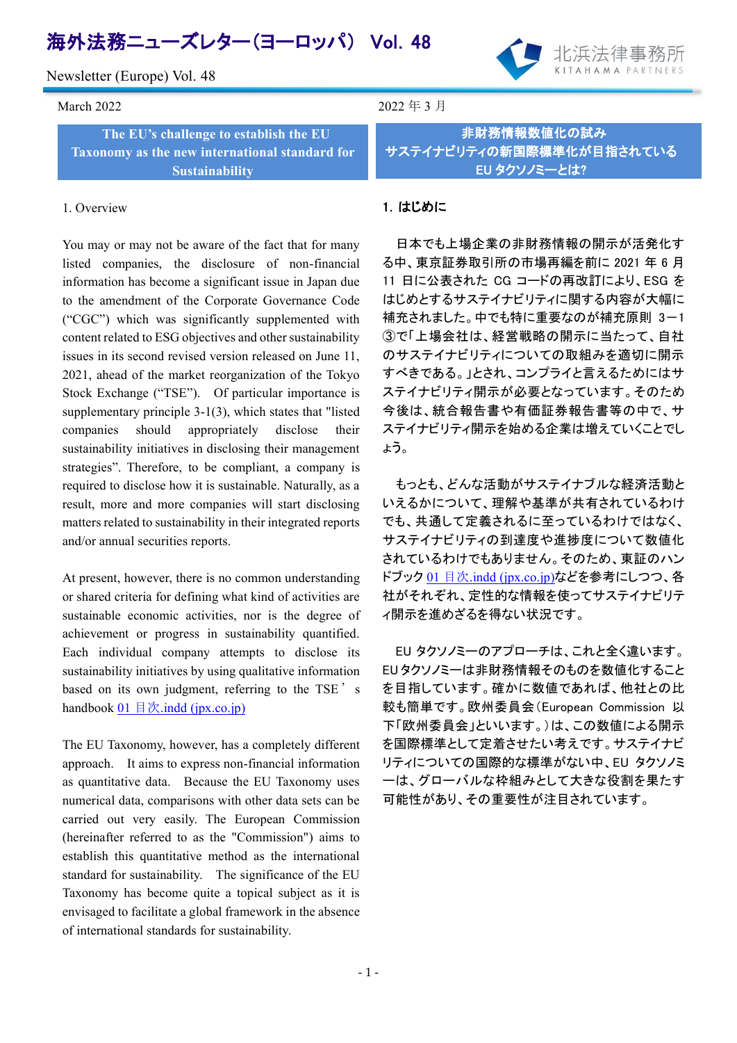# 海外法務ニューズレター(ヨーロッパ) Vol. 48

Newsletter (Europe) Vol. 48

March 2022

2022 年 3 月

## The EU's challenge to establish the EU Taxonomy as the new international standard for Sustainability

### 1. Overview

You may or may not be aware of the fact that for many listed companies, the disclosure of non-financial information has become a significant issue in Japan due to the amendment of the Corporate Governance Code ("CGC") which was significantly supplemented with content related to ESG objectives and other sustainability issues in its second revised version released on June 11, 2021, ahead of the market reorganization of the Tokyo Stock Exchange ("TSE"). Of particular importance is supplementary principle 3-1(3), which states that "listed companies should appropriately disclose their sustainability initiatives in disclosing their management strategies". Therefore, to be compliant, a company is required to disclose how it is sustainable. Naturally, as a result, more and more companies will start disclosing matters related to sustainability in their integrated reports and/or annual securities reports.

At present, however, there is no common understanding or shared criteria for defining what kind of activities are sustainable economic activities, nor is the degree of achievement or progress in sustainability quantified. Each individual company attempts to disclose its sustainability initiatives by using qualitative information based on its own judgment, referring to the TSE's handbook 01 目次.indd (jpx.co.jp)

The EU Taxonomy, however, has a completely different approach. It aims to express non-financial information as quantitative data. Because the EU Taxonomy uses numerical data, comparisons with other data sets can be carried out very easily. The European Commission (hereinafter referred to as the "Commission") aims to establish this quantitative method as the international standard for sustainability. The significance of the EU Taxonomy has become quite a topical subject as it is envisaged to facilitate a global framework in the absence of international standards for sustainability.

## 非財務情報数値化の試み サステイナビリティの新国際標準化が目指されている EU タクソノミーとは?

### 1. はじめに

日本でも上場企業の非財務情報の開示が活発化する中、東京証券取引所の市場再編を前に 2021 年 6 月 11 日に公表された CG コードの再改訂により、ESG をはじめとするサステイナビリティに関する内容が大幅に補充されました。中でも特に重要なのが補充原則 3－1③で「上場会社は、経営戦略の開示に当たって、自社のサステイナビリティについての取組みを適切に開示すべきである。」とされ、コンプライと言えるためにはサステイナビリティ開示が必要となっています。そのため今後は、統合報告書や有価証券報告書等の中で、サステイナビリティ開示を始める企業は増えていくことでしょう。

もっとも、どんな活動がサステイナブルな経済活動といえるかについて、理解や基準が共有されているわけでも、共通して定義されるに至っているわけではなく、サステイナビリティの到達度や進捗度について数値化されているわけでもありません。そのため、東証のハンドブック 01 目次.indd (jpx.co.jp)などを参考にしつつ、各社がそれぞれ、定性的な情報を使ってサステイナビリティ開示を進めざるを得ない状況です。

EU タクソノミーのアプローチは、これと全く違います。EU タクソノミーは非財務情報そのものを数値化することを目指しています。確かに数値であれば、他社との比較も簡単です。欧州委員会(European Commission 以下「欧州委員会」といいます。)は、この数値による開示を国際標準として定着させたい考えです。サステイナビリティについての国際的な標準がない中、EU タクソノミーは、グローバルな枠組みとして大きな役割を果たす可能性があり、その重要性が注目されています。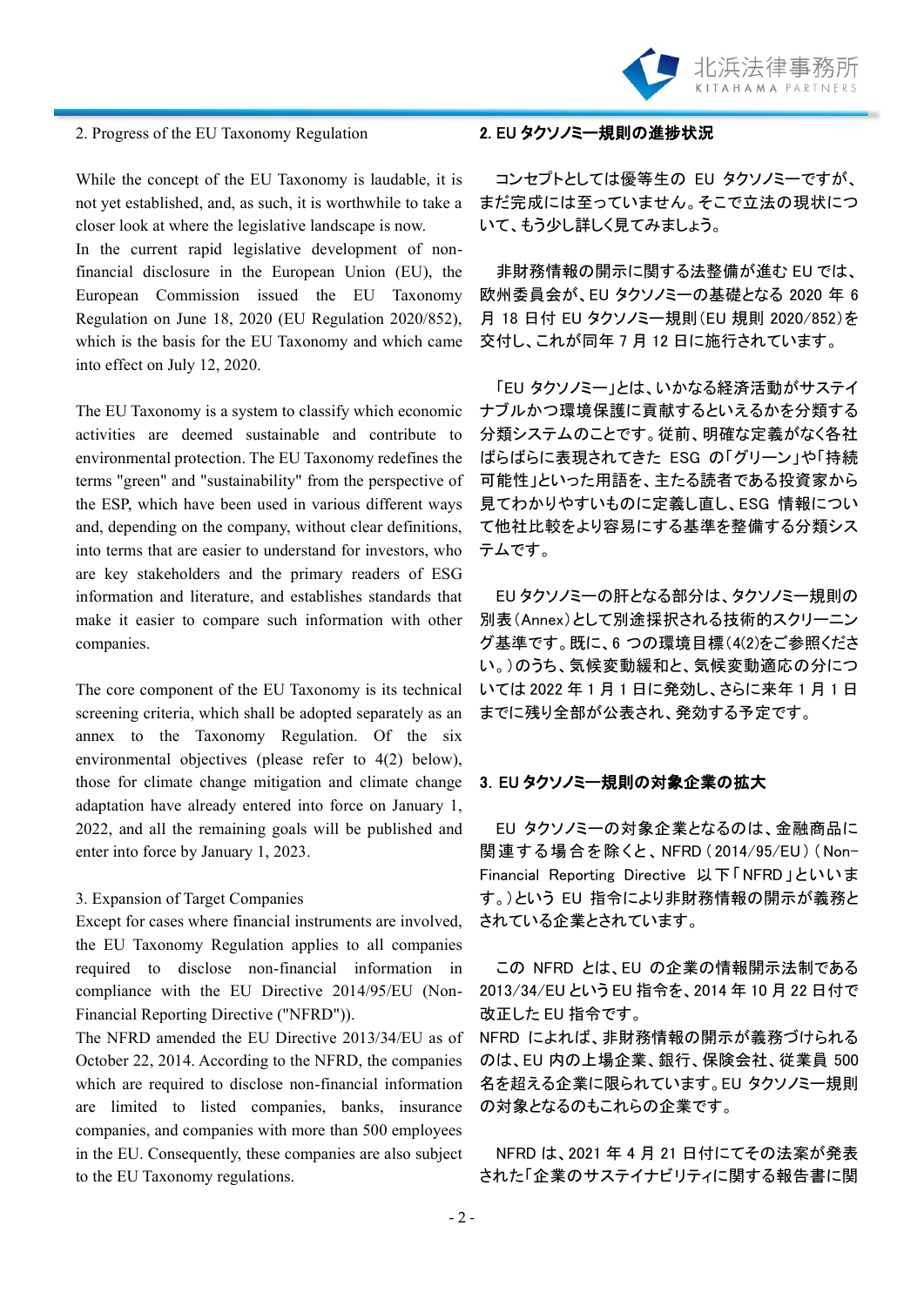## 2. Progress of the EU Taxonomy Regulation

While the concept of the EU Taxonomy is laudable, it is not yet established, and, as such, it is worthwhile to take a closer look at where the legislative landscape is now.

In the current rapid legislative development of non-financial disclosure in the European Union (EU), the European Commission issued the EU Taxonomy Regulation on June 18, 2020 (EU Regulation 2020/852), which is the basis for the EU Taxonomy and which came into effect on July 12, 2020.

The EU Taxonomy is a system to classify which economic activities are deemed sustainable and contribute to environmental protection. The EU Taxonomy redefines the terms "green" and "sustainability" from the perspective of the ESP, which have been used in various different ways and, depending on the company, without clear definitions, into terms that are easier to understand for investors, who are key stakeholders and the primary readers of ESG information and literature, and establishes standards that make it easier to compare such information with other companies.

The core component of the EU Taxonomy is its technical screening criteria, which shall be adopted separately as an annex to the Taxonomy Regulation. Of the six environmental objectives (please refer to 4(2) below), those for climate change mitigation and climate change adaptation have already entered into force on January 1, 2022, and all the remaining goals will be published and enter into force by January 1, 2023.

## 3. Expansion of Target Companies

Except for cases where financial instruments are involved, the EU Taxonomy Regulation applies to all companies required to disclose non-financial information in compliance with the EU Directive 2014/95/EU (Non-Financial Reporting Directive ("NFRD")).

The NFRD amended the EU Directive 2013/34/EU as of October 22, 2014. According to the NFRD, the companies which are required to disclose non-financial information are limited to listed companies, banks, insurance companies, and companies with more than 500 employees in the EU. Consequently, these companies are also subject to the EU Taxonomy regulations.

## **2. EU タクソノミー規則の進捗状況**

コンセプトとしては優等生の EU タクソノミーですが、まだ完成には至っていません。そこで立法の現状について、もう少し詳しく見てみましょう。

非財務情報の開示に関する法整備が進む EU では、欧州委員会が、EU タクソノミーの基礎となる 2020 年 6 月 18 日付 EU タクソノミー規則（EU 規則 2020/852）を交付し、これが同年 7 月 12 日に施行されています。

「EU タクソノミー」とは、いかなる経済活動がサステイナブルかつ環境保護に貢献するといえるかを分類する分類システムのことです。従前、明確な定義がなく各社ばらばらに表現されてきた ESG の「グリーン」や「持続可能性」といった用語を、主たる読者である投資家から見てわかりやすいものに定義し直し、ESG 情報について他社比較をより容易にする基準を整備する分類システムです。

EU タクソノミーの肝となる部分は、タクソノミー規則の別表（Annex）として別途採択される技術的スクリーニング基準です。既に、6 つの環境目標（4(2)をご参照ください。）のうち、気候変動緩和と、気候変動適応の分については 2022 年 1 月 1 日に発効し、さらに来年 1 月 1 日までに残り全部が公表され、発効する予定です。

## **3. EU タクソノミー規則の対象企業の拡大**

EU タクソノミーの対象企業となるのは、金融商品に関連する場合を除くと、NFRD（2014/95/EU）（Non-Financial Reporting Directive 以下「NFRD」といいます。）という EU 指令により非財務情報の開示が義務とされている企業とされています。

この NFRD とは、EU の企業の情報開示法制である 2013/34/EU という EU 指令を、2014 年 10 月 22 日付で改正した EU 指令です。

NFRD によれば、非財務情報の開示が義務づけられるのは、EU 内の上場企業、銀行、保険会社、従業員 500 名を超える企業に限られています。EU タクソノミー規則の対象となるのもこれらの企業です。

NFRD は、2021 年 4 月 21 日付にてその法案が発表された「企業のサステイナビリティに関する報告書に関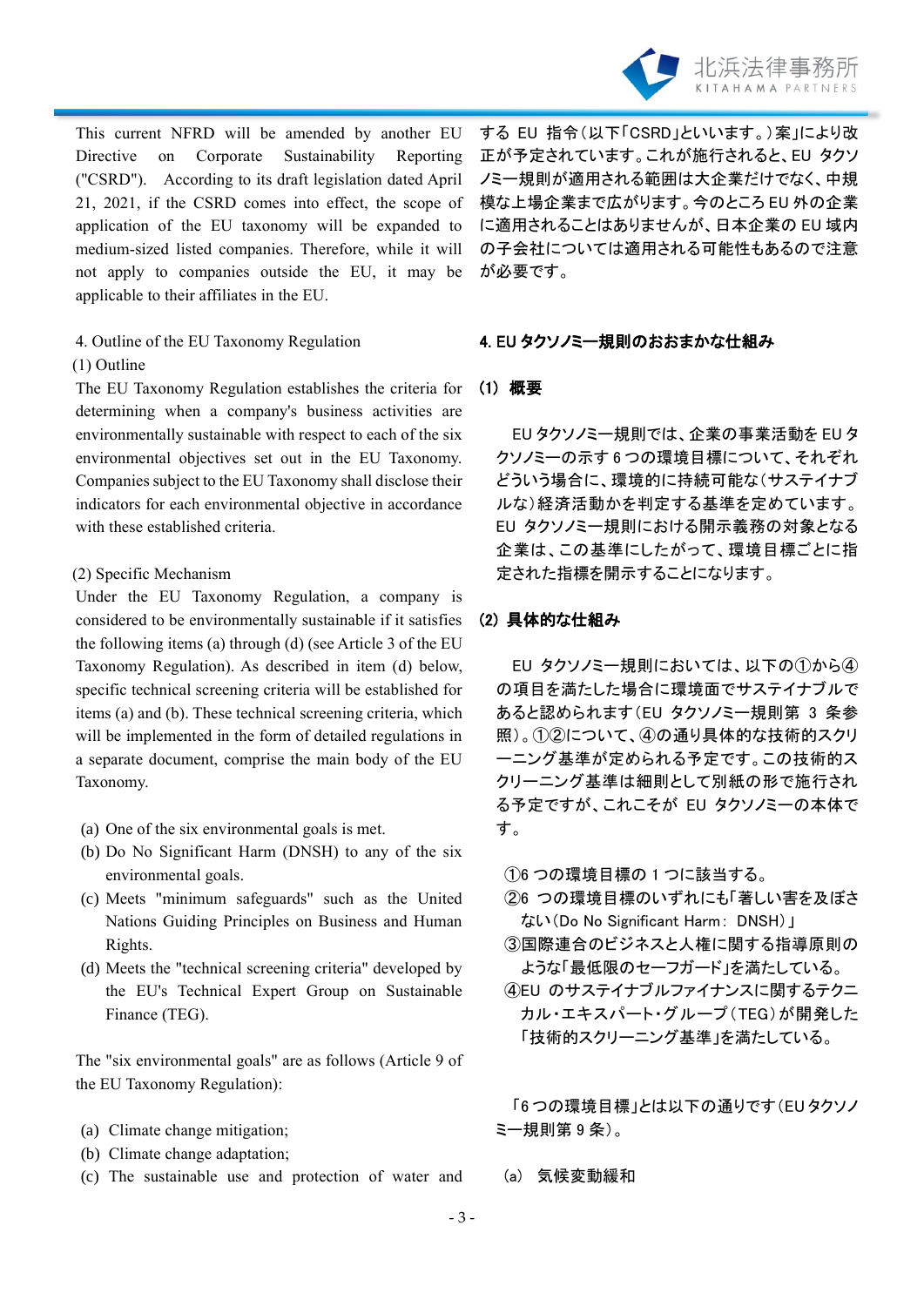This current NFRD will be amended by another EU Directive on Corporate Sustainability Reporting ("CSRD"). According to its draft legislation dated April 21, 2021, if the CSRD comes into effect, the scope of application of the EU taxonomy will be expanded to medium-sized listed companies. Therefore, while it will not apply to companies outside the EU, it may be applicable to their affiliates in the EU.

する EU 指令（以下「CSRD」といいます。）案」により改正が予定されています。これが施行されると、EU タクソノミー規則が適用される範囲は大企業だけでなく、中規模な上場企業まで広がります。今のところ EU 外の企業に適用されることはありませんが、日本企業の EU 域内の子会社については適用される可能性もあるので注意が必要です。

## 4. Outline of the EU Taxonomy Regulation

### (1) Outline

The EU Taxonomy Regulation establishes the criteria for determining when a company's business activities are environmentally sustainable with respect to each of the six environmental objectives set out in the EU Taxonomy. Companies subject to the EU Taxonomy shall disclose their indicators for each environmental objective in accordance with these established criteria.

### (2) Specific Mechanism

Under the EU Taxonomy Regulation, a company is considered to be environmentally sustainable if it satisfies the following items (a) through (d) (see Article 3 of the EU Taxonomy Regulation). As described in item (d) below, specific technical screening criteria will be established for items (a) and (b). These technical screening criteria, which will be implemented in the form of detailed regulations in a separate document, comprise the main body of the EU Taxonomy.

(a) One of the six environmental goals is met.
(b) Do No Significant Harm (DNSH) to any of the six environmental goals.
(c) Meets "minimum safeguards" such as the United Nations Guiding Principles on Business and Human Rights.
(d) Meets the "technical screening criteria" developed by the EU's Technical Expert Group on Sustainable Finance (TEG).

The "six environmental goals" are as follows (Article 9 of the EU Taxonomy Regulation):

(a) Climate change mitigation;
(b) Climate change adaptation;
(c) The sustainable use and protection of water and

## 4. EU タクソノミー規則のおおまかな仕組み

### (1) 概要

EU タクソノミー規則では、企業の事業活動を EU タクソノミーの示す 6 つの環境目標について、それぞれどういう場合に、環境的に持続可能な（サステイナブルな）経済活動かを判定する基準を定めています。EU タクソノミー規則における開示義務の対象となる企業は、この基準にしたがって、環境目標ごとに指定された指標を開示することになります。

### (2) 具体的な仕組み

EU タクソノミー規則においては、以下の①から④の項目を満たした場合に環境面でサステイナブルであると認められます（EU タクソノミー規則第 3 条参照）。①②について、④の通り具体的な技術的スクリーニング基準が定められる予定です。この技術的スクリーニング基準は細則として別紙の形で施行される予定ですが、これこそが EU タクソノミーの本体です。

①6 つの環境目標の 1 つに該当する。
②6 つの環境目標のいずれにも「著しい害を及ぼさない（Do No Significant Harm：DNSH）」
③国際連合のビジネスと人権に関する指導原則のような「最低限のセーフガード」を満たしている。
④EU のサステイナブルファイナンスに関するテクニカル・エキスパート・グループ（TEG）が開発した「技術的スクリーニング基準」を満たしている。

「6 つの環境目標」とは以下の通りです（EU タクソノミー規則第 9 条）。

(a) 気候変動緩和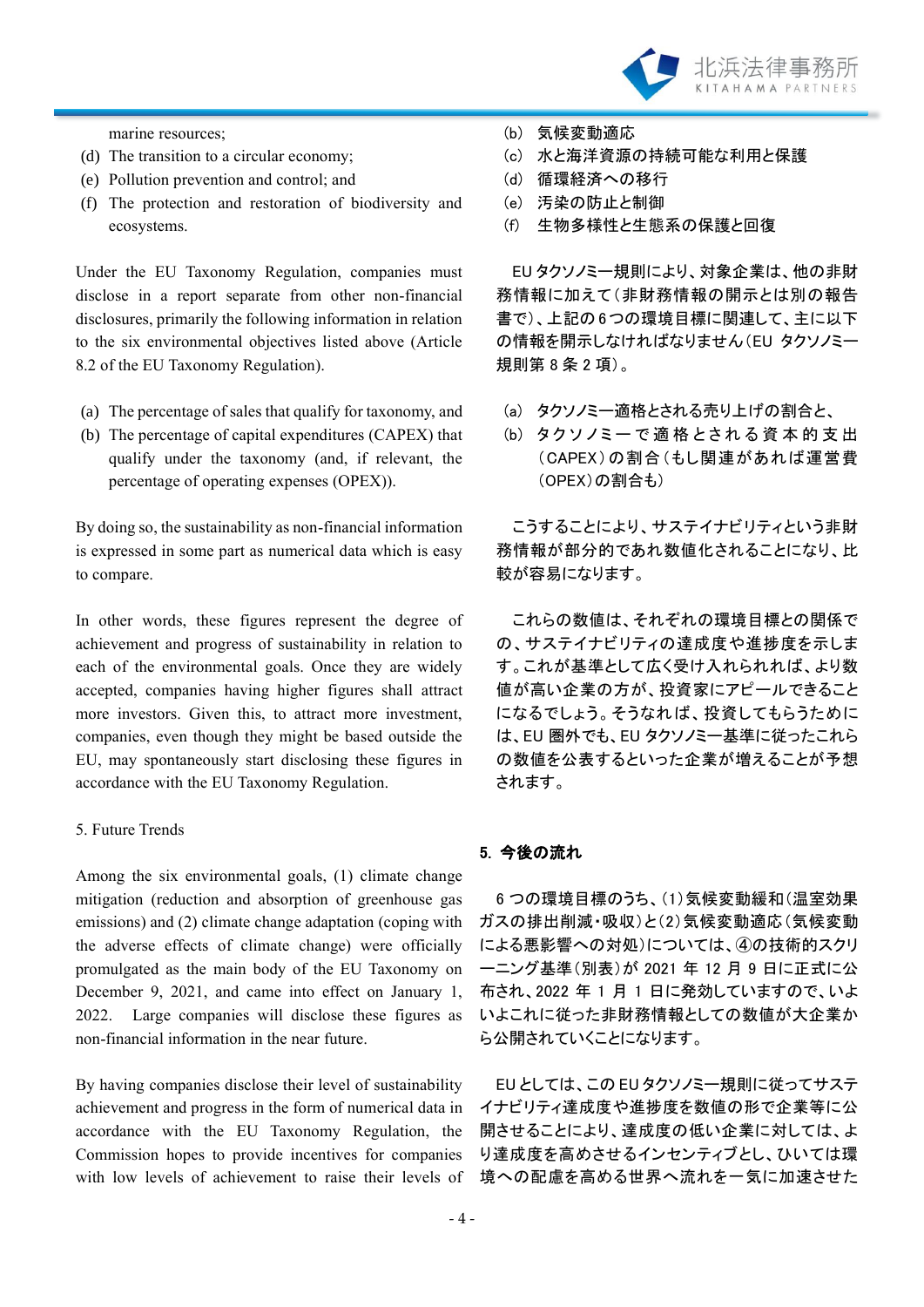marine resources;

(d) The transition to a circular economy;
(e) Pollution prevention and control; and
(f) The protection and restoration of biodiversity and ecosystems.

(b) 気候変動適応
(c) 水と海洋資源の持続可能な利用と保護
(d) 循環経済への移行
(e) 汚染の防止と制御
(f) 生物多様性と生態系の保護と回復

Under the EU Taxonomy Regulation, companies must disclose in a report separate from other non-financial disclosures, primarily the following information in relation to the six environmental objectives listed above (Article 8.2 of the EU Taxonomy Regulation).

(a) The percentage of sales that qualify for taxonomy, and
(b) The percentage of capital expenditures (CAPEX) that qualify under the taxonomy (and, if relevant, the percentage of operating expenses (OPEX)).

By doing so, the sustainability as non-financial information is expressed in some part as numerical data which is easy to compare.

In other words, these figures represent the degree of achievement and progress of sustainability in relation to each of the environmental goals. Once they are widely accepted, companies having higher figures shall attract more investors. Given this, to attract more investment, companies, even though they might be based outside the EU, may spontaneously start disclosing these figures in accordance with the EU Taxonomy Regulation.

EU タクソノミー規則により、対象企業は、他の非財務情報に加えて（非財務情報の開示とは別の報告書で）、上記の 6 つの環境目標に関連して、主に以下の情報を開示しなければなりません（EU タクソノミー規則第 8 条 2 項）。

(a) タクソノミー適格とされる売り上げの割合と、
(b) タクソノミーで適格とされる資本的支出（CAPEX）の割合（もし関連があれば運営費（OPEX）の割合も）

こうすることにより、サステイナビリティという非財務情報が部分的であれ数値化されることになり、比較が容易になります。

これらの数値は、それぞれの環境目標との関係での、サステイナビリティの達成度や進捗度を示します。これが基準として広く受け入れられれば、より数値が高い企業の方が、投資家にアピールできることになるでしょう。そうなれば、投資してもらうためには、EU 圏外でも、EU タクソノミー基準に従ったこれらの数値を公表するといった企業が増えることが予想されます。

## 5. Future Trends

Among the six environmental goals, (1) climate change mitigation (reduction and absorption of greenhouse gas emissions) and (2) climate change adaptation (coping with the adverse effects of climate change) were officially promulgated as the main body of the EU Taxonomy on December 9, 2021, and came into effect on January 1, 2022. Large companies will disclose these figures as non-financial information in the near future.

By having companies disclose their level of sustainability achievement and progress in the form of numerical data in accordance with the EU Taxonomy Regulation, the Commission hopes to provide incentives for companies with low levels of achievement to raise their levels of

## 5. 今後の流れ

6 つの環境目標のうち、(1) 気候変動緩和（温室効果ガスの排出削減・吸収）と (2) 気候変動適応（気候変動による悪影響への対処）については、④の技術的スクリーニング基準（別表）が 2021 年 12 月 9 日に正式に公布され、2022 年 1 月 1 日に発効していますので、いよいよこれに従った非財務情報としての数値が大企業から公開されていくことになります。

EU としては、この EU タクソノミー規則に従ってサステイナビリティ達成度や進捗度を数値の形で企業等に公開させることにより、達成度の低い企業に対しては、より達成度を高めさせるインセンティブとし、ひいては環境への配慮を高める世界へ流れを一気に加速させた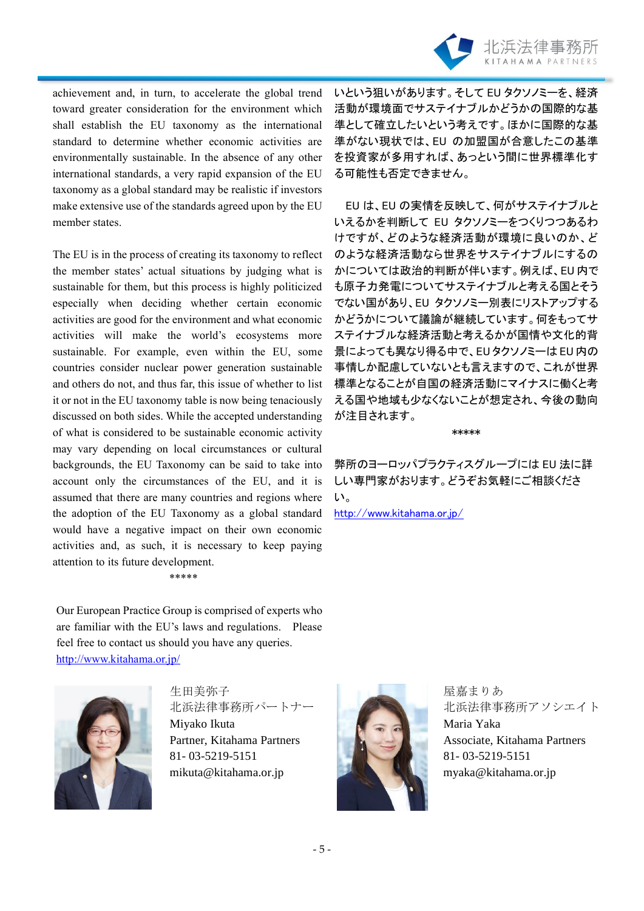achievement and, in turn, to accelerate the global trend toward greater consideration for the environment which shall establish the EU taxonomy as the international standard to determine whether economic activities are environmentally sustainable. In the absence of any other international standards, a very rapid expansion of the EU taxonomy as a global standard may be realistic if investors make extensive use of the standards agreed upon by the EU member states.

The EU is in the process of creating its taxonomy to reflect the member states' actual situations by judging what is sustainable for them, but this process is highly politicized especially when deciding whether certain economic activities are good for the environment and what economic activities will make the world's ecosystems more sustainable. For example, even within the EU, some countries consider nuclear power generation sustainable and others do not, and thus far, this issue of whether to list it or not in the EU taxonomy table is now being tenaciously discussed on both sides. While the accepted understanding of what is considered to be sustainable economic activity may vary depending on local circumstances or cultural backgrounds, the EU Taxonomy can be said to take into account only the circumstances of the EU, and it is assumed that there are many countries and regions where the adoption of the EU Taxonomy as a global standard would have a negative impact on their own economic activities and, as such, it is necessary to keep paying attention to its future development.

\*\*\*\*\*

Our European Practice Group is comprised of experts who are familiar with the EU's laws and regulations. Please feel free to contact us should you have any queries.
http://www.kitahama.or.jp/

いという狙いがあります。そしてEUタクソノミーを、経済活動が環境面でサステイナブルかどうかの国際的な基準として確立したいという考えです。ほかに国際的な基準がない現状では、EU の加盟国が合意したこの基準を投資家が多用すれば、あっという間に世界標準化する可能性も否定できません。

EU は、EU の実情を反映して、何がサステイナブルといえるかを判断して EU タクソノミーをつくりつつあるわけですが、どのような経済活動が環境に良いのか、どのような経済活動なら世界をサステイナブルにするのかについては政治的判断が伴います。例えば、EU 内でも原子力発電についてサステイナブルと考える国とそうでない国があり、EU タクソノミー別表にリストアップするかどうかについて議論が継続しています。何をもってサステイナブルな経済活動と考えるかが国情や文化的背景によっても異なり得る中で、EU タクソノミーは EU 内の事情しか配慮していないとも言えますので、これが世界標準となることが自国の経済活動にマイナスに働くと考える国や地域も少なくないことが想定され、今後の動向が注目されます。

\*\*\*\*\*

弊所のヨーロッパプラクティスグループには EU 法に詳しい専門家がおります。どうぞお気軽にご相談ください。
http://www.kitahama.or.jp/

生田美弥子
北浜法律事務所パートナー
Miyako Ikuta
Partner, Kitahama Partners
81- 03-5219-5151
mikuta@kitahama.or.jp

屋嘉まりあ
北浜法律事務所アソシエイト
Maria Yaka
Associate, Kitahama Partners
81- 03-5219-5151
myaka@kitahama.or.jp